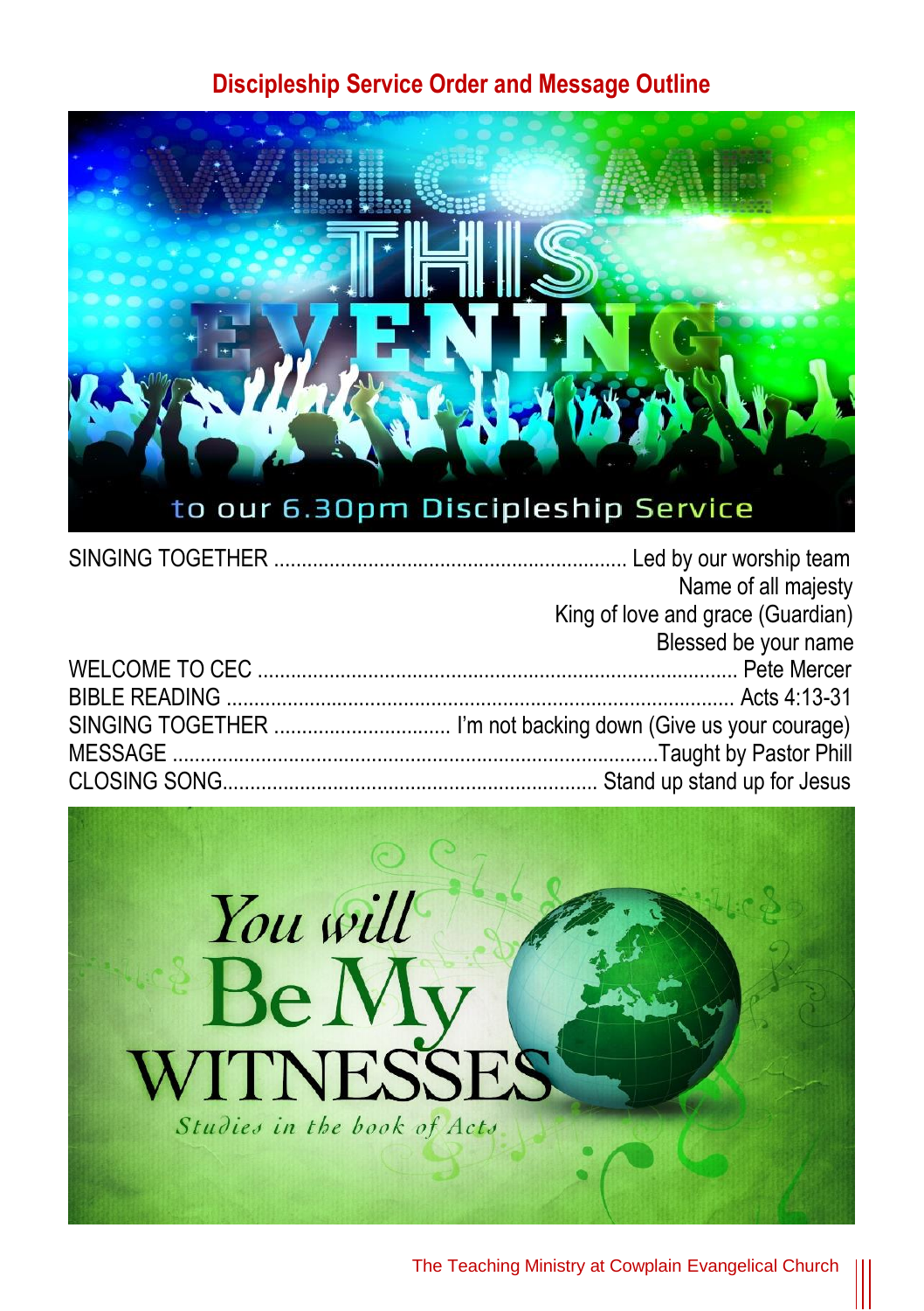# Discipleship Service Order and Message Outline

WELCOME THIS EVENING

to our 6.30pm Discipleship Service

SINGING TOGETHER ............................................................... Led by our worship team
Name of all majesty
King of love and grace (Guardian)
Blessed be your name

WELCOME TO CEC .................................................................................... Pete Mercer

BIBLE READING .......................................................................................... Acts 4:13-31

SINGING TOGETHER ................................ I'm not backing down (Give us your courage)

MESSAGE .......................................................................................Taught by Pastor Phill

CLOSING SONG................................................................... Stand up stand up for Jesus

You will Be My WITNESSES

*Studies in the book of Acts*

The Teaching Ministry at Cowplain Evangelical Church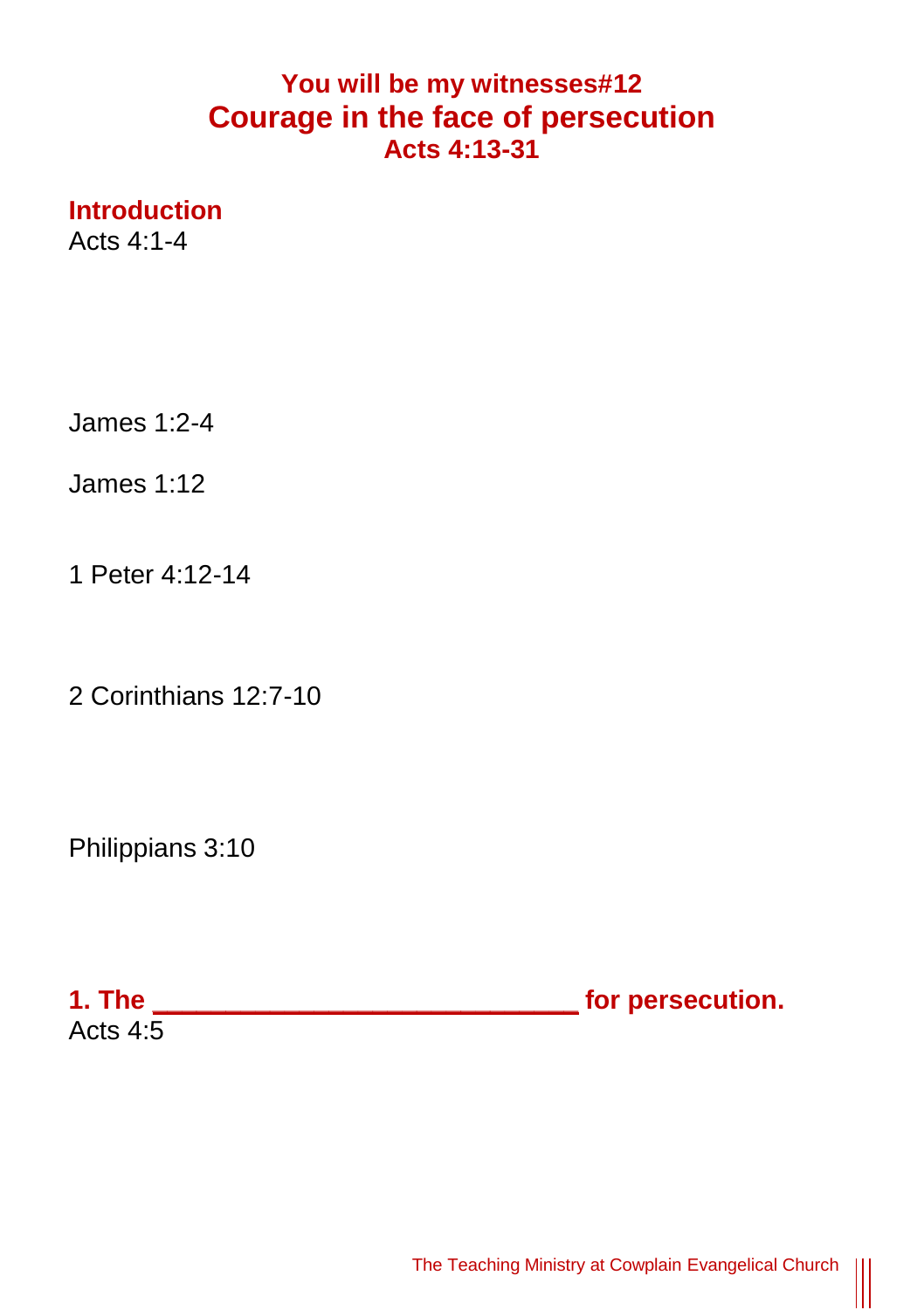## You will be my witnesses#12

# Courage in the face of persecution

### Acts 4:13-31

## Introduction

Acts 4:1-4

James 1:2-4

James 1:12

1 Peter 4:12-14

2 Corinthians 12:7-10

Philippians 3:10

## 1. The ___________________________ for persecution.

Acts 4:5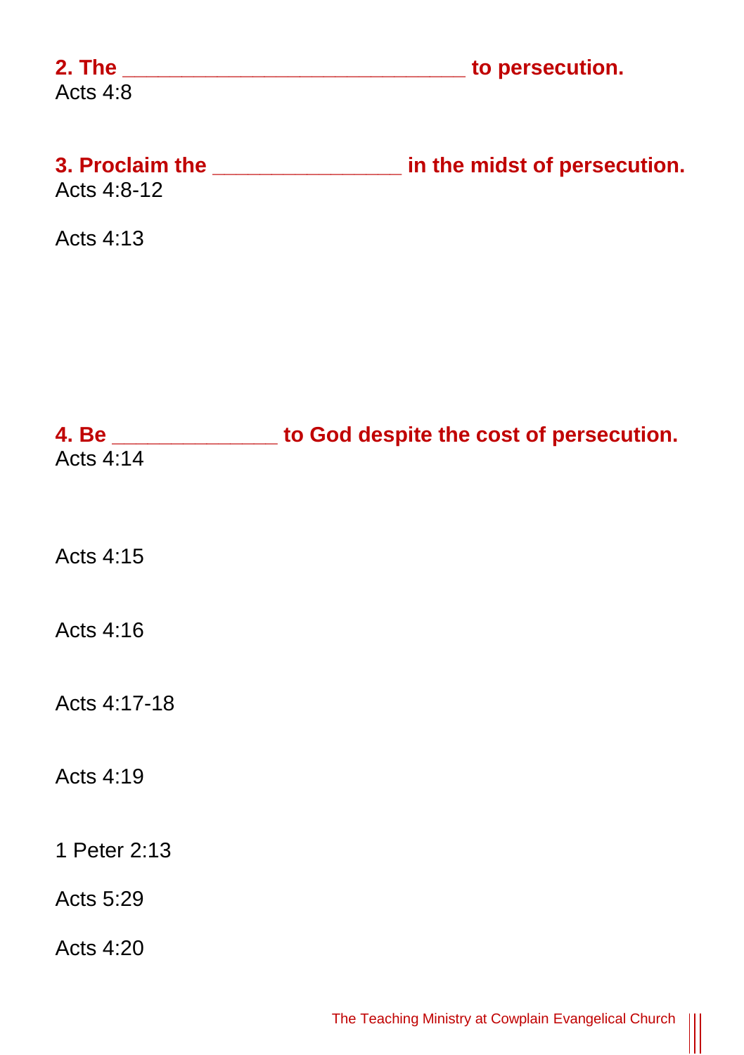**2. The _____________________________ to persecution.**
Acts 4:8

**3. Proclaim the ________________ in the midst of persecution.**
Acts 4:8-12

Acts 4:13

**4. Be ______________ to God despite the cost of persecution.**
Acts 4:14

Acts 4:15

Acts 4:16

Acts 4:17-18

Acts 4:19

1 Peter 2:13

Acts 5:29

Acts 4:20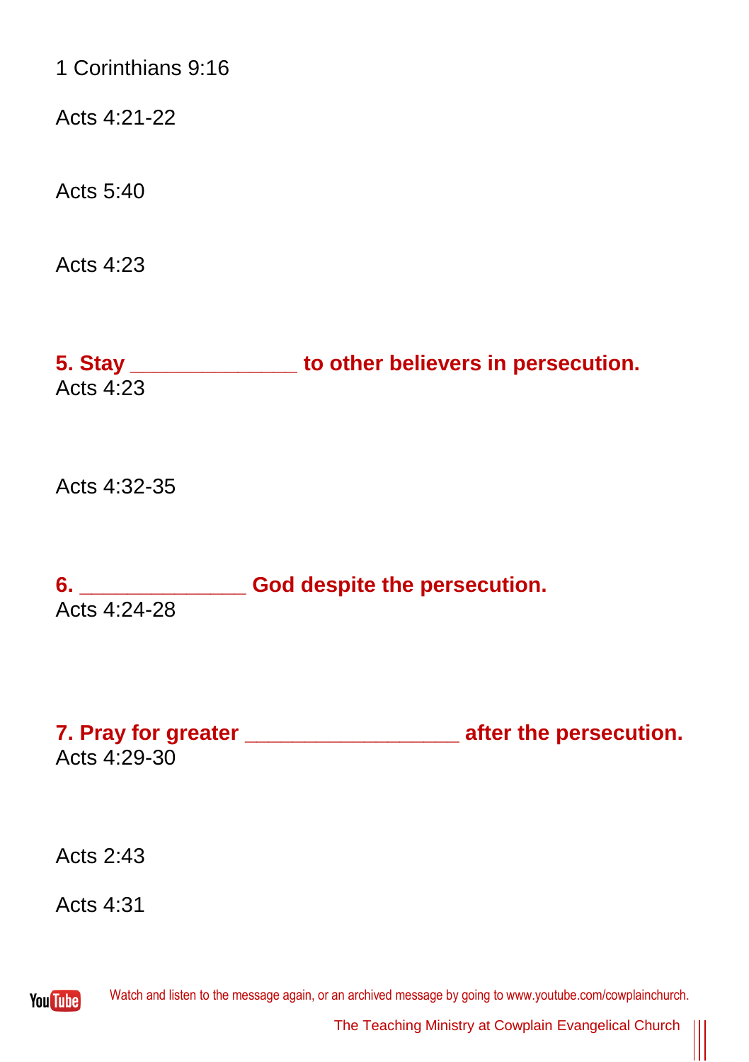1 Corinthians 9:16

Acts 4:21-22

Acts 5:40

Acts 4:23

**5. Stay _______________ to other believers in persecution.**
Acts 4:23

Acts 4:32-35

**6. _______________ God despite the persecution.**
Acts 4:24-28

**7. Pray for greater ___________________ after the persecution.**
Acts 4:29-30

Acts 2:43

Acts 4:31

Watch and listen to the message again, or an archived message by going to www.youtube.com/cowplainchurch.

The Teaching Ministry at Cowplain Evangelical Church